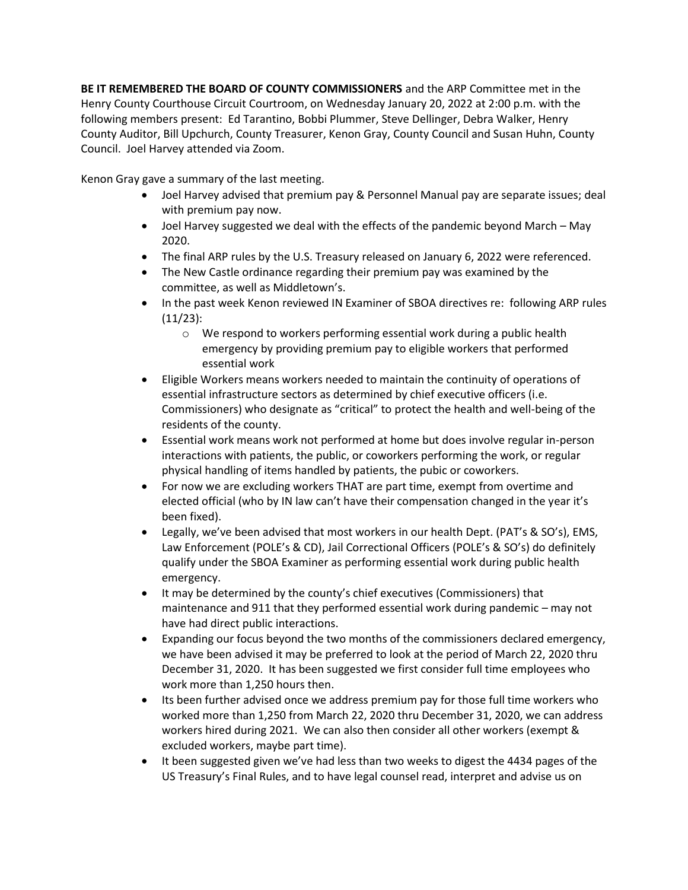**BE IT REMEMBERED THE BOARD OF COUNTY COMMISSIONERS** and the ARP Committee met in the Henry County Courthouse Circuit Courtroom, on Wednesday January 20, 2022 at 2:00 p.m. with the following members present: Ed Tarantino, Bobbi Plummer, Steve Dellinger, Debra Walker, Henry County Auditor, Bill Upchurch, County Treasurer, Kenon Gray, County Council and Susan Huhn, County Council. Joel Harvey attended via Zoom.

Kenon Gray gave a summary of the last meeting.

- Joel Harvey advised that premium pay & Personnel Manual pay are separate issues; deal with premium pay now.
- Joel Harvey suggested we deal with the effects of the pandemic beyond March – May 2020.
- The final ARP rules by the U.S. Treasury released on January 6, 2022 were referenced.
- The New Castle ordinance regarding their premium pay was examined by the committee, as well as Middletown's.
- In the past week Kenon reviewed IN Examiner of SBOA directives re: following ARP rules (11/23):
    - We respond to workers performing essential work during a public health emergency by providing premium pay to eligible workers that performed essential work
- Eligible Workers means workers needed to maintain the continuity of operations of essential infrastructure sectors as determined by chief executive officers (i.e. Commissioners) who designate as "critical" to protect the health and well-being of the residents of the county.
- Essential work means work not performed at home but does involve regular in-person interactions with patients, the public, or coworkers performing the work, or regular physical handling of items handled by patients, the pubic or coworkers.
- For now we are excluding workers THAT are part time, exempt from overtime and elected official (who by IN law can't have their compensation changed in the year it's been fixed).
- Legally, we've been advised that most workers in our health Dept. (PAT's & SO's), EMS, Law Enforcement (POLE's & CD), Jail Correctional Officers (POLE's & SO's) do definitely qualify under the SBOA Examiner as performing essential work during public health emergency.
- It may be determined by the county's chief executives (Commissioners) that maintenance and 911 that they performed essential work during pandemic – may not have had direct public interactions.
- Expanding our focus beyond the two months of the commissioners declared emergency, we have been advised it may be preferred to look at the period of March 22, 2020 thru December 31, 2020. It has been suggested we first consider full time employees who work more than 1,250 hours then.
- Its been further advised once we address premium pay for those full time workers who worked more than 1,250 from March 22, 2020 thru December 31, 2020, we can address workers hired during 2021. We can also then consider all other workers (exempt & excluded workers, maybe part time).
- It been suggested given we've had less than two weeks to digest the 4434 pages of the US Treasury's Final Rules, and to have legal counsel read, interpret and advise us on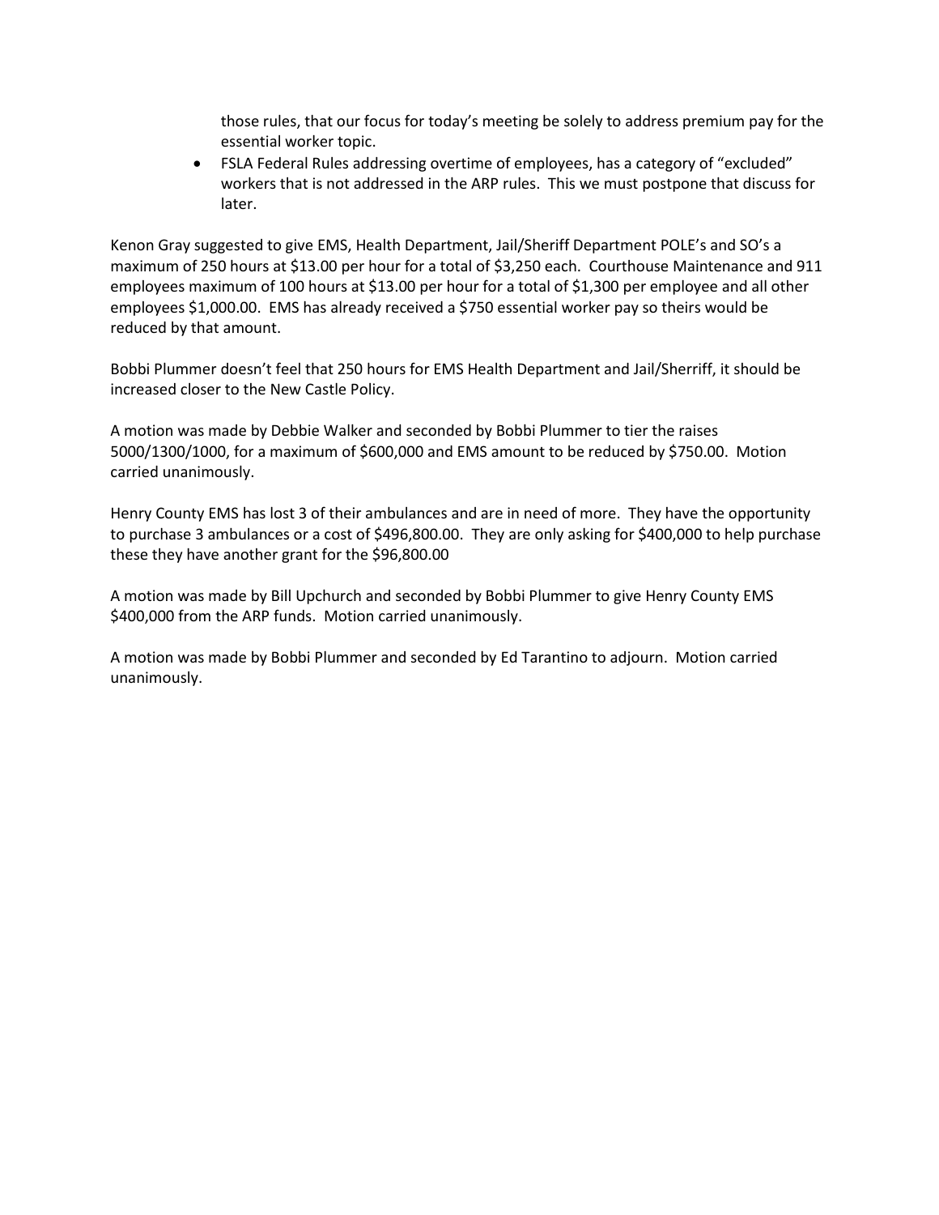those rules, that our focus for today's meeting be solely to address premium pay for the essential worker topic.

- FSLA Federal Rules addressing overtime of employees, has a category of "excluded" workers that is not addressed in the ARP rules. This we must postpone that discuss for later.

Kenon Gray suggested to give EMS, Health Department, Jail/Sheriff Department POLE's and SO's a maximum of 250 hours at $13.00 per hour for a total of $3,250 each. Courthouse Maintenance and 911 employees maximum of 100 hours at $13.00 per hour for a total of $1,300 per employee and all other employees $1,000.00. EMS has already received a $750 essential worker pay so theirs would be reduced by that amount.

Bobbi Plummer doesn't feel that 250 hours for EMS Health Department and Jail/Sherriff, it should be increased closer to the New Castle Policy.

A motion was made by Debbie Walker and seconded by Bobbi Plummer to tier the raises 5000/1300/1000, for a maximum of $600,000 and EMS amount to be reduced by $750.00. Motion carried unanimously.

Henry County EMS has lost 3 of their ambulances and are in need of more. They have the opportunity to purchase 3 ambulances or a cost of $496,800.00. They are only asking for $400,000 to help purchase these they have another grant for the $96,800.00

A motion was made by Bill Upchurch and seconded by Bobbi Plummer to give Henry County EMS $400,000 from the ARP funds. Motion carried unanimously.

A motion was made by Bobbi Plummer and seconded by Ed Tarantino to adjourn. Motion carried unanimously.